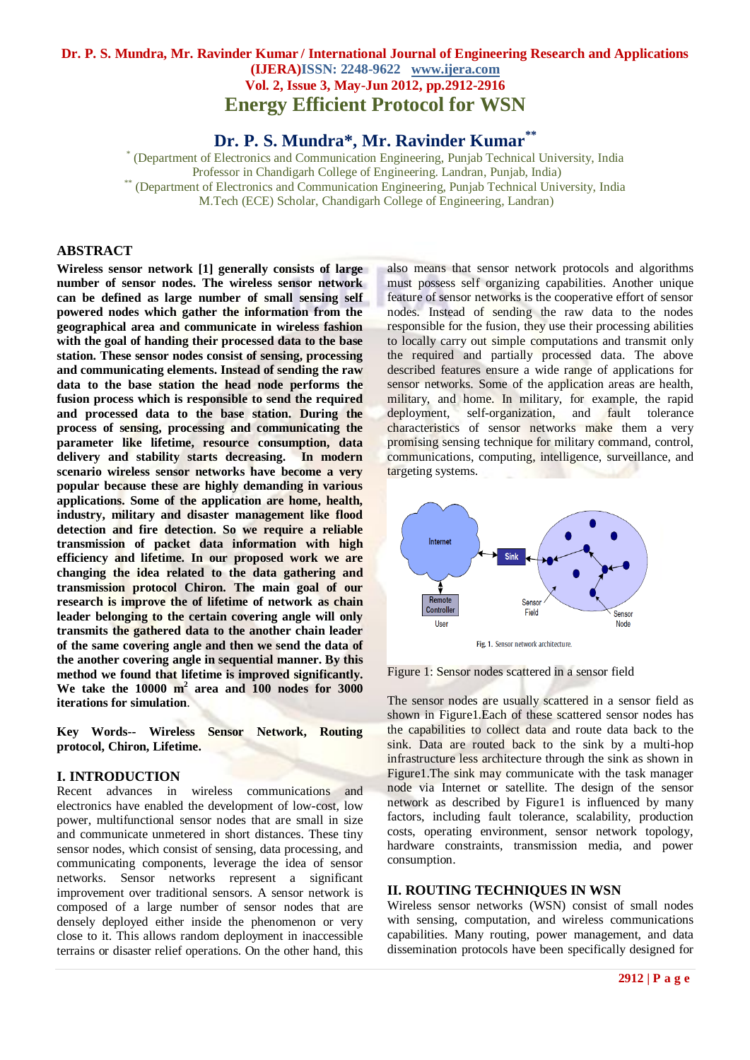# Energy Efficient Protocol for WSN

## Dr. P. S. Mundra*, Mr. Ravinder Kumar**

\* (Department of Electronics and Communication Engineering, Punjab Technical University, India
Professor in Chandigarh College of Engineering. Landran, Punjab, India)

\*\* (Department of Electronics and Communication Engineering, Punjab Technical University, India
M.Tech (ECE) Scholar, Chandigarh College of Engineering, Landran)

## ABSTRACT

**Wireless sensor network [1] generally consists of large number of sensor nodes. The wireless sensor network can be defined as large number of small sensing self powered nodes which gather the information from the geographical area and communicate in wireless fashion with the goal of handing their processed data to the base station. These sensor nodes consist of sensing, processing and communicating elements. Instead of sending the raw data to the base station the head node performs the fusion process which is responsible to send the required and processed data to the base station. During the process of sensing, processing and communicating the parameter like lifetime, resource consumption, data delivery and stability starts decreasing. In modern scenario wireless sensor networks have become a very popular because these are highly demanding in various applications. Some of the application are home, health, industry, military and disaster management like flood detection and fire detection. So we require a reliable transmission of packet data information with high efficiency and lifetime. In our proposed work we are changing the idea related to the data gathering and transmission protocol Chiron. The main goal of our research is improve the of lifetime of network as chain leader belonging to the certain covering angle will only transmits the gathered data to the another chain leader of the same covering angle and then we send the data of the another covering angle in sequential manner. By this method we found that lifetime is improved significantly. We take the 10000 m$^2$ area and 100 nodes for 3000 iterations for simulation**.

**Key Words-- Wireless Sensor Network, Routing protocol, Chiron, Lifetime.**

## I. INTRODUCTION

Recent advances in wireless communications and electronics have enabled the development of low-cost, low power, multifunctional sensor nodes that are small in size and communicate unmetered in short distances. These tiny sensor nodes, which consist of sensing, data processing, and communicating components, leverage the idea of sensor networks. Sensor networks represent a significant improvement over traditional sensors. A sensor network is composed of a large number of sensor nodes that are densely deployed either inside the phenomenon or very close to it. This allows random deployment in inaccessible terrains or disaster relief operations. On the other hand, this also means that sensor network protocols and algorithms must possess self organizing capabilities. Another unique feature of sensor networks is the cooperative effort of sensor nodes. Instead of sending the raw data to the nodes responsible for the fusion, they use their processing abilities to locally carry out simple computations and transmit only the required and partially processed data. The above described features ensure a wide range of applications for sensor networks. Some of the application areas are health, military, and home. In military, for example, the rapid deployment, self-organization, and fault tolerance characteristics of sensor networks make them a very promising sensing technique for military command, control, communications, computing, intelligence, surveillance, and targeting systems.

Fig. 1. Sensor network architecture.

Figure 1: Sensor nodes scattered in a sensor field

The sensor nodes are usually scattered in a sensor field as shown in Figure1.Each of these scattered sensor nodes has the capabilities to collect data and route data back to the sink. Data are routed back to the sink by a multi-hop infrastructure less architecture through the sink as shown in Figure1.The sink may communicate with the task manager node via Internet or satellite. The design of the sensor network as described by Figure1 is influenced by many factors, including fault tolerance, scalability, production costs, operating environment, sensor network topology, hardware constraints, transmission media, and power consumption.

## II. ROUTING TECHNIQUES IN WSN

Wireless sensor networks (WSN) consist of small nodes with sensing, computation, and wireless communications capabilities. Many routing, power management, and data dissemination protocols have been specifically designed for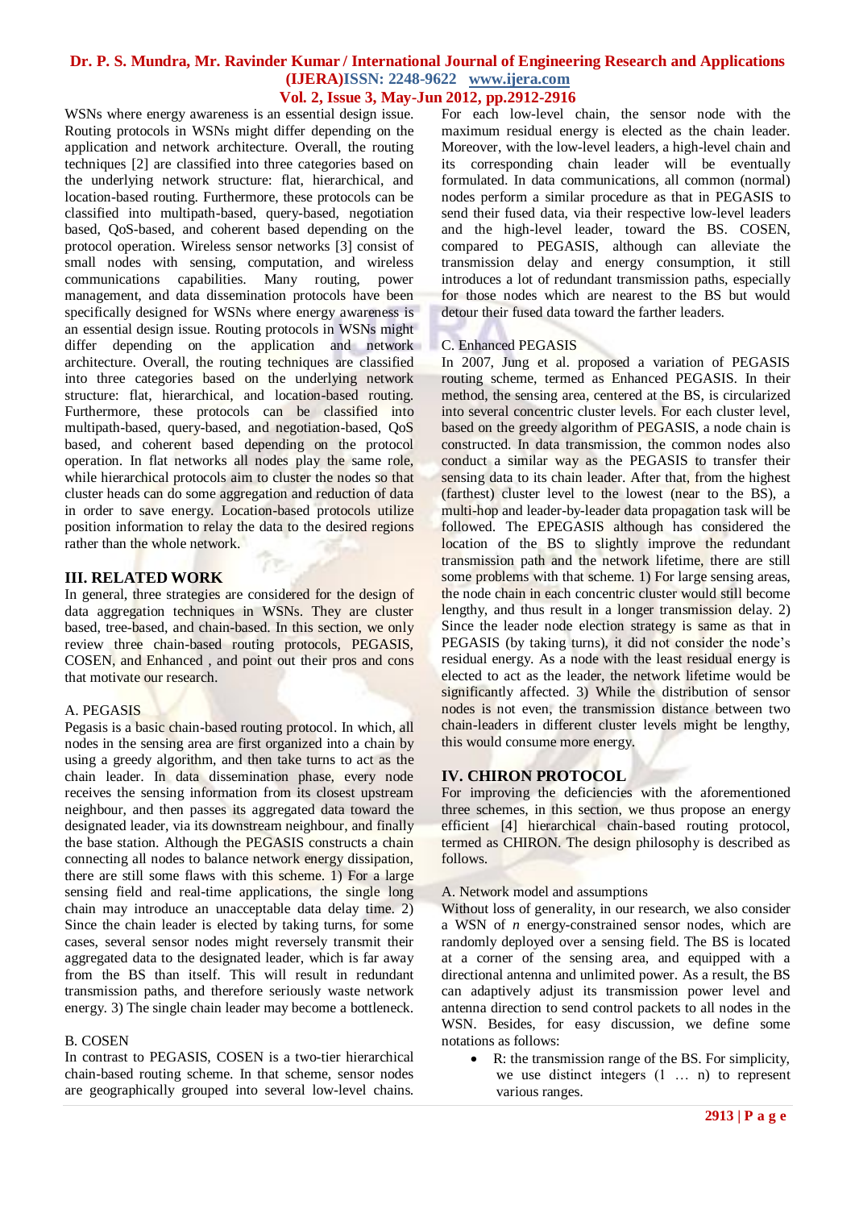WSNs where energy awareness is an essential design issue. Routing protocols in WSNs might differ depending on the application and network architecture. Overall, the routing techniques [2] are classified into three categories based on the underlying network structure: flat, hierarchical, and location-based routing. Furthermore, these protocols can be classified into multipath-based, query-based, negotiation based, QoS-based, and coherent based depending on the protocol operation. Wireless sensor networks [3] consist of small nodes with sensing, computation, and wireless communications capabilities. Many routing, power management, and data dissemination protocols have been specifically designed for WSNs where energy awareness is an essential design issue. Routing protocols in WSNs might differ depending on the application and network architecture. Overall, the routing techniques are classified into three categories based on the underlying network structure: flat, hierarchical, and location-based routing. Furthermore, these protocols can be classified into multipath-based, query-based, and negotiation-based, QoS based, and coherent based depending on the protocol operation. In flat networks all nodes play the same role, while hierarchical protocols aim to cluster the nodes so that cluster heads can do some aggregation and reduction of data in order to save energy. Location-based protocols utilize position information to relay the data to the desired regions rather than the whole network.

## III. RELATED WORK

In general, three strategies are considered for the design of data aggregation techniques in WSNs. They are cluster based, tree-based, and chain-based. In this section, we only review three chain-based routing protocols, PEGASIS, COSEN, and Enhanced , and point out their pros and cons that motivate our research.

A. PEGASIS

Pegasis is a basic chain-based routing protocol. In which, all nodes in the sensing area are first organized into a chain by using a greedy algorithm, and then take turns to act as the chain leader. In data dissemination phase, every node receives the sensing information from its closest upstream neighbour, and then passes its aggregated data toward the designated leader, via its downstream neighbour, and finally the base station. Although the PEGASIS constructs a chain connecting all nodes to balance network energy dissipation, there are still some flaws with this scheme. 1) For a large sensing field and real-time applications, the single long chain may introduce an unacceptable data delay time. 2) Since the chain leader is elected by taking turns, for some cases, several sensor nodes might reversely transmit their aggregated data to the designated leader, which is far away from the BS than itself. This will result in redundant transmission paths, and therefore seriously waste network energy. 3) The single chain leader may become a bottleneck.

B. COSEN

In contrast to PEGASIS, COSEN is a two-tier hierarchical chain-based routing scheme. In that scheme, sensor nodes are geographically grouped into several low-level chains. For each low-level chain, the sensor node with the maximum residual energy is elected as the chain leader. Moreover, with the low-level leaders, a high-level chain and its corresponding chain leader will be eventually formulated. In data communications, all common (normal) nodes perform a similar procedure as that in PEGASIS to send their fused data, via their respective low-level leaders and the high-level leader, toward the BS. COSEN, compared to PEGASIS, although can alleviate the transmission delay and energy consumption, it still introduces a lot of redundant transmission paths, especially for those nodes which are nearest to the BS but would detour their fused data toward the farther leaders.

C. Enhanced PEGASIS

In 2007, Jung et al. proposed a variation of PEGASIS routing scheme, termed as Enhanced PEGASIS. In their method, the sensing area, centered at the BS, is circularized into several concentric cluster levels. For each cluster level, based on the greedy algorithm of PEGASIS, a node chain is constructed. In data transmission, the common nodes also conduct a similar way as the PEGASIS to transfer their sensing data to its chain leader. After that, from the highest (farthest) cluster level to the lowest (near to the BS), a multi-hop and leader-by-leader data propagation task will be followed. The EPEGASIS although has considered the location of the BS to slightly improve the redundant transmission path and the network lifetime, there are still some problems with that scheme. 1) For large sensing areas, the node chain in each concentric cluster would still become lengthy, and thus result in a longer transmission delay. 2) Since the leader node election strategy is same as that in PEGASIS (by taking turns), it did not consider the node's residual energy. As a result, when a node with the least residual energy is elected to act as the leader, the network lifetime would be significantly affected. 3) While the distribution of sensor nodes is not even, the transmission distance between two chain-leaders in different cluster levels might be lengthy, this would consume more energy.

## IV. CHIRON PROTOCOL

For improving the deficiencies with the aforementioned three schemes, in this section, we thus propose an energy efficient [4] hierarchical chain-based routing protocol, termed as CHIRON. The design philosophy is described as follows.

A. Network model and assumptions

Without loss of generality, in our research, we also consider a WSN of *n* energy-constrained sensor nodes, which are randomly deployed over a sensing field. The BS is located at a corner of the sensing area, and equipped with a directional antenna and unlimited power. As a result, the BS can adaptively adjust its transmission power level and antenna direction to send control packets to all nodes in the WSN. Besides, for easy discussion, we define some notations as follows:

- R: the transmission range of the BS. For simplicity, we use distinct integers (1 … n) to represent various ranges.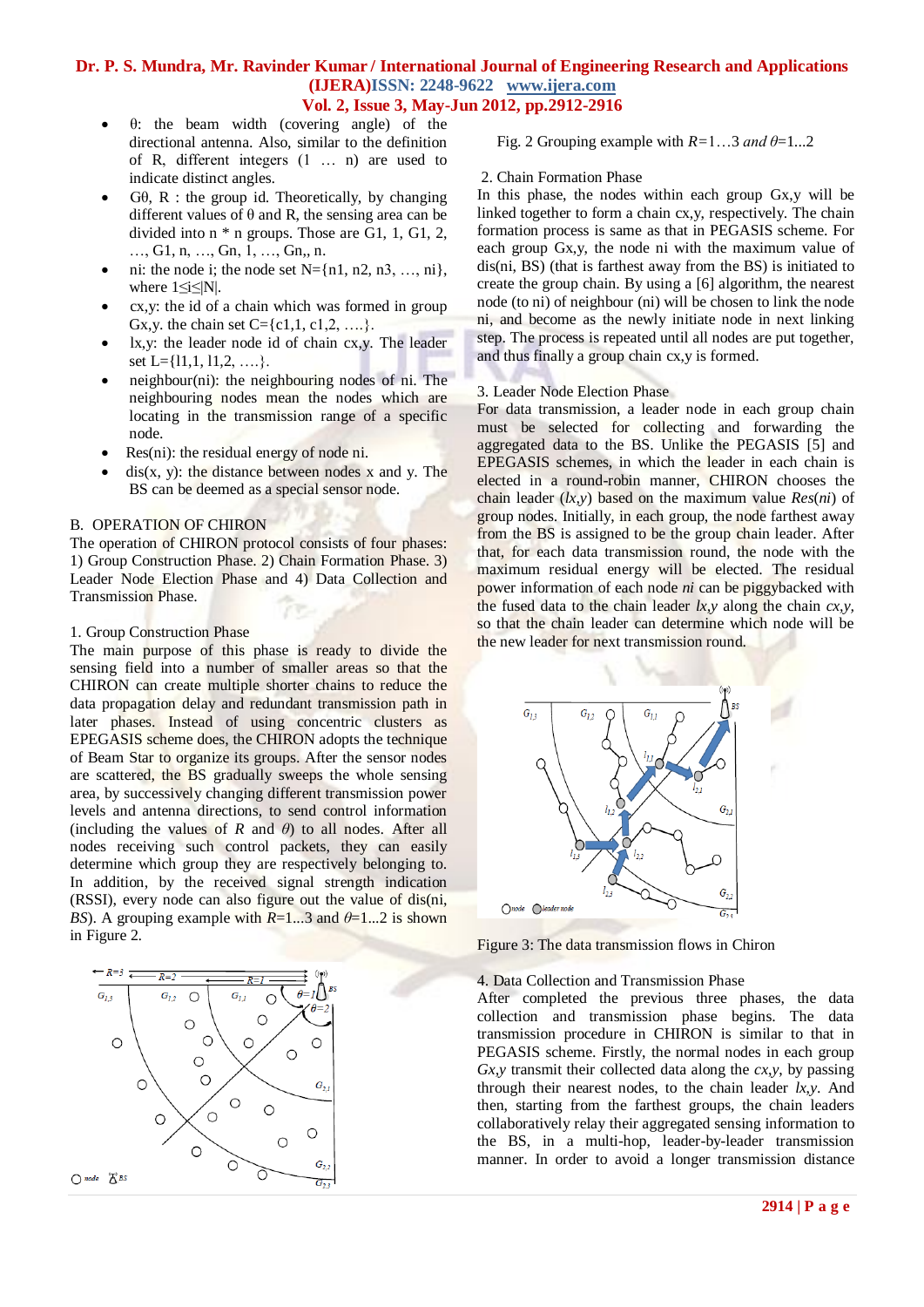- θ: the beam width (covering angle) of the directional antenna. Also, similar to the definition of R, different integers (1 … n) are used to indicate distinct angles.
- Gθ, R : the group id. Theoretically, by changing different values of θ and R, the sensing area can be divided into n * n groups. Those are G1, 1, G1, 2, …, G1, n, …, Gn, 1, …, Gn,, n.
- ni: the node i; the node set N={n1, n2, n3, …, ni}, where 1≤i≤|N|.
- cx,y: the id of a chain which was formed in group Gx,y. the chain set C={c1,1, c1,2, ….}.
- lx,y: the leader node id of chain cx,y. The leader set L={l1,1, l1,2, ….}.
- neighbour(ni): the neighbouring nodes of ni. The neighbouring nodes mean the nodes which are locating in the transmission range of a specific node.
- Res(ni): the residual energy of node ni.
- dis(x, y): the distance between nodes x and y. The BS can be deemed as a special sensor node.

## B. OPERATION OF CHIRON

The operation of CHIRON protocol consists of four phases: 1) Group Construction Phase. 2) Chain Formation Phase. 3) Leader Node Election Phase and 4) Data Collection and Transmission Phase.

### 1. Group Construction Phase

The main purpose of this phase is ready to divide the sensing field into a number of smaller areas so that the CHIRON can create multiple shorter chains to reduce the data propagation delay and redundant transmission path in later phases. Instead of using concentric clusters as EPEGASIS scheme does, the CHIRON adopts the technique of Beam Star to organize its groups. After the sensor nodes are scattered, the BS gradually sweeps the whole sensing area, by successively changing different transmission power levels and antenna directions, to send control information (including the values of $R$ and $\theta$) to all nodes. After all nodes receiving such control packets, they can easily determine which group they are respectively belonging to. In addition, by the received signal strength indication (RSSI), every node can also figure out the value of dis(ni, *BS*). A grouping example with $R$=1...3 and $\theta$=1...2 is shown in Figure 2.

Fig. 2 Grouping example with $R$=1…3 *and* $\theta$=1...2

### 2. Chain Formation Phase

In this phase, the nodes within each group Gx,y will be linked together to form a chain cx,y, respectively. The chain formation process is same as that in PEGASIS scheme. For each group Gx,y, the node ni with the maximum value of dis(ni, BS) (that is farthest away from the BS) is initiated to create the group chain. By using a [6] algorithm, the nearest node (to ni) of neighbour (ni) will be chosen to link the node ni, and become as the newly initiate node in next linking step. The process is repeated until all nodes are put together, and thus finally a group chain cx,y is formed.

### 3. Leader Node Election Phase

For data transmission, a leader node in each group chain must be selected for collecting and forwarding the aggregated data to the BS. Unlike the PEGASIS [5] and EPEGASIS schemes, in which the leader in each chain is elected in a round-robin manner, CHIRON chooses the chain leader (*lx,y*) based on the maximum value *Res*(*ni*) of group nodes. Initially, in each group, the node farthest away from the BS is assigned to be the group chain leader. After that, for each data transmission round, the node with the maximum residual energy will be elected. The residual power information of each node *ni* can be piggybacked with the fused data to the chain leader *lx,y* along the chain *cx,y*, so that the chain leader can determine which node will be the new leader for next transmission round.

Figure 3: The data transmission flows in Chiron

### 4. Data Collection and Transmission Phase

After completed the previous three phases, the data collection and transmission phase begins. The data transmission procedure in CHIRON is similar to that in PEGASIS scheme. Firstly, the normal nodes in each group *Gx,y* transmit their collected data along the *cx,y*, by passing through their nearest nodes, to the chain leader *lx,y*. And then, starting from the farthest groups, the chain leaders collaboratively relay their aggregated sensing information to the BS, in a multi-hop, leader-by-leader transmission manner. In order to avoid a longer transmission distance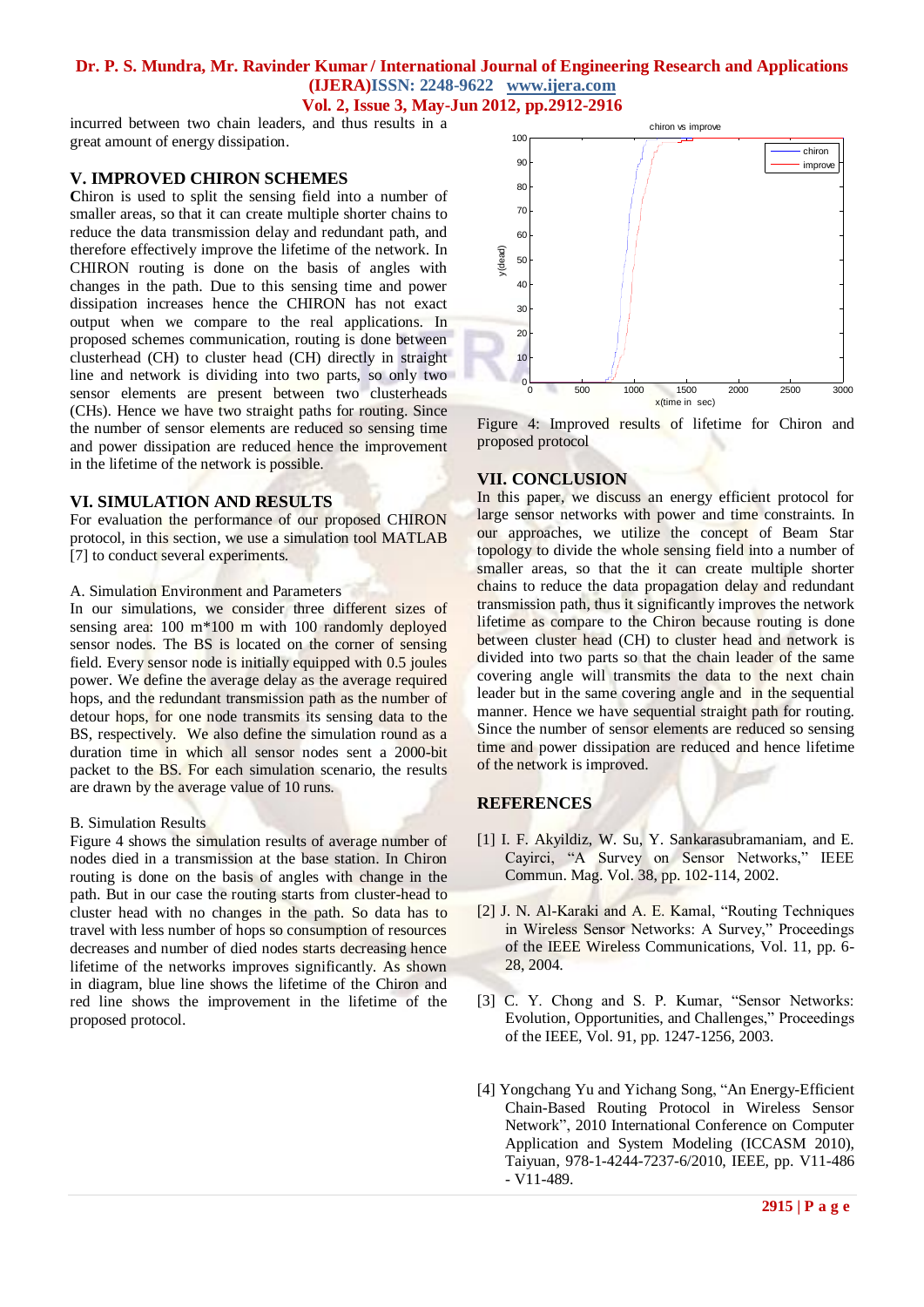incurred between two chain leaders, and thus results in a great amount of energy dissipation.

## V. IMPROVED CHIRON SCHEMES

**C**hiron is used to split the sensing field into a number of smaller areas, so that it can create multiple shorter chains to reduce the data transmission delay and redundant path, and therefore effectively improve the lifetime of the network. In CHIRON routing is done on the basis of angles with changes in the path. Due to this sensing time and power dissipation increases hence the CHIRON has not exact output when we compare to the real applications. In proposed schemes communication, routing is done between clusterhead (CH) to cluster head (CH) directly in straight line and network is dividing into two parts, so only two sensor elements are present between two clusterheads (CHs). Hence we have two straight paths for routing. Since the number of sensor elements are reduced so sensing time and power dissipation are reduced hence the improvement in the lifetime of the network is possible.

## VI. SIMULATION AND RESULTS

For evaluation the performance of our proposed CHIRON protocol, in this section, we use a simulation tool MATLAB [7] to conduct several experiments.

A. Simulation Environment and Parameters

In our simulations, we consider three different sizes of sensing area: 100 m*100 m with 100 randomly deployed sensor nodes. The BS is located on the corner of sensing field. Every sensor node is initially equipped with 0.5 joules power. We define the average delay as the average required hops, and the redundant transmission path as the number of detour hops, for one node transmits its sensing data to the BS, respectively. We also define the simulation round as a duration time in which all sensor nodes sent a 2000-bit packet to the BS. For each simulation scenario, the results are drawn by the average value of 10 runs.

B. Simulation Results

Figure 4 shows the simulation results of average number of nodes died in a transmission at the base station. In Chiron routing is done on the basis of angles with change in the path. But in our case the routing starts from cluster-head to cluster head with no changes in the path. So data has to travel with less number of hops so consumption of resources decreases and number of died nodes starts decreasing hence lifetime of the networks improves significantly. As shown in diagram, blue line shows the lifetime of the Chiron and red line shows the improvement in the lifetime of the proposed protocol.

Figure 4: Improved results of lifetime for Chiron and proposed protocol

## VII. CONCLUSION

In this paper, we discuss an energy efficient protocol for large sensor networks with power and time constraints. In our approaches, we utilize the concept of Beam Star topology to divide the whole sensing field into a number of smaller areas, so that the it can create multiple shorter chains to reduce the data propagation delay and redundant transmission path, thus it significantly improves the network lifetime as compare to the Chiron because routing is done between cluster head (CH) to cluster head and network is divided into two parts so that the chain leader of the same covering angle will transmits the data to the next chain leader but in the same covering angle and in the sequential manner. Hence we have sequential straight path for routing. Since the number of sensor elements are reduced so sensing time and power dissipation are reduced and hence lifetime of the network is improved.

## REFERENCES

[1] I. F. Akyildiz, W. Su, Y. Sankarasubramaniam, and E. Cayirci, "A Survey on Sensor Networks," IEEE Commun. Mag. Vol. 38, pp. 102-114, 2002.

[2] J. N. Al-Karaki and A. E. Kamal, "Routing Techniques in Wireless Sensor Networks: A Survey," Proceedings of the IEEE Wireless Communications, Vol. 11, pp. 6-28, 2004.

[3] C. Y. Chong and S. P. Kumar, "Sensor Networks: Evolution, Opportunities, and Challenges," Proceedings of the IEEE, Vol. 91, pp. 1247-1256, 2003.

[4] Yongchang Yu and Yichang Song, "An Energy-Efficient Chain-Based Routing Protocol in Wireless Sensor Network", 2010 International Conference on Computer Application and System Modeling (ICCASM 2010), Taiyuan, 978-1-4244-7237-6/2010, IEEE, pp. V11-486 - V11-489.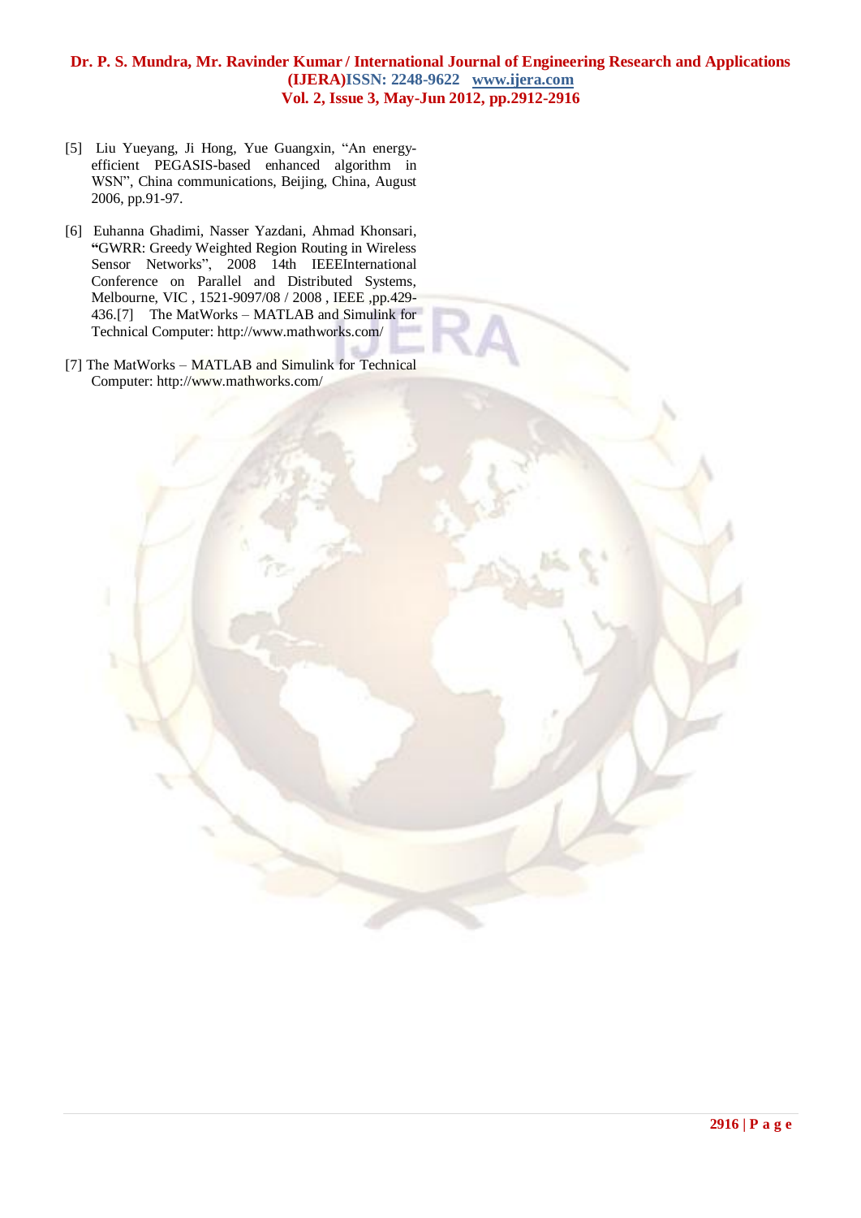[5] Liu Yueyang, Ji Hong, Yue Guangxin, "An energy-efficient PEGASIS-based enhanced algorithm in WSN", China communications, Beijing, China, August 2006, pp.91-97.

[6] Euhanna Ghadimi, Nasser Yazdani, Ahmad Khonsari, "GWRR: Greedy Weighted Region Routing in Wireless Sensor Networks", 2008 14th IEEEInternational Conference on Parallel and Distributed Systems, Melbourne, VIC , 1521-9097/08 / 2008 , IEEE ,pp.429-436.[7] The MatWorks – MATLAB and Simulink for Technical Computer: http://www.mathworks.com/

[7] The MatWorks – MATLAB and Simulink for Technical Computer: http://www.mathworks.com/